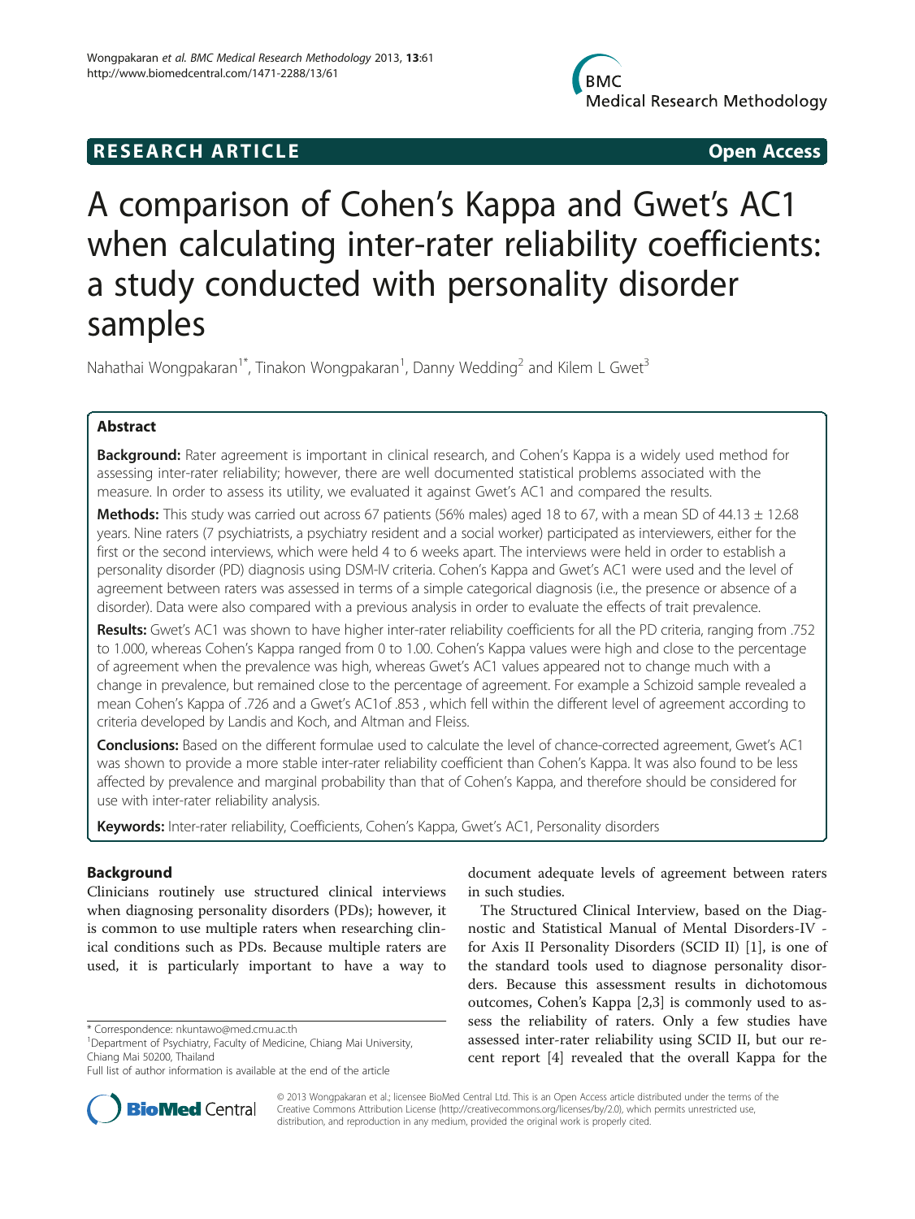# RESEARCH ARTICLE

Open Access

# A comparison of Cohen's Kappa and Gwet's AC1 when calculating inter-rater reliability coefficients: a study conducted with personality disorder samples

Nahathai Wongpakaran[1*], Tinakon Wongpakaran[1], Danny Wedding[2] and Kilem L Gwet[3]

## Abstract

**Background:** Rater agreement is important in clinical research, and Cohen's Kappa is a widely used method for assessing inter-rater reliability; however, there are well documented statistical problems associated with the measure. In order to assess its utility, we evaluated it against Gwet's AC1 and compared the results.

**Methods:** This study was carried out across 67 patients (56% males) aged 18 to 67, with a mean SD of 44.13 ± 12.68 years. Nine raters (7 psychiatrists, a psychiatry resident and a social worker) participated as interviewers, either for the first or the second interviews, which were held 4 to 6 weeks apart. The interviews were held in order to establish a personality disorder (PD) diagnosis using DSM-IV criteria. Cohen's Kappa and Gwet's AC1 were used and the level of agreement between raters was assessed in terms of a simple categorical diagnosis (i.e., the presence or absence of a disorder). Data were also compared with a previous analysis in order to evaluate the effects of trait prevalence.

**Results:** Gwet's AC1 was shown to have higher inter-rater reliability coefficients for all the PD criteria, ranging from .752 to 1.000, whereas Cohen's Kappa ranged from 0 to 1.00. Cohen's Kappa values were high and close to the percentage of agreement when the prevalence was high, whereas Gwet's AC1 values appeared not to change much with a change in prevalence, but remained close to the percentage of agreement. For example a Schizoid sample revealed a mean Cohen's Kappa of .726 and a Gwet's AC1of .853 , which fell within the different level of agreement according to criteria developed by Landis and Koch, and Altman and Fleiss.

**Conclusions:** Based on the different formulae used to calculate the level of chance-corrected agreement, Gwet's AC1 was shown to provide a more stable inter-rater reliability coefficient than Cohen's Kappa. It was also found to be less affected by prevalence and marginal probability than that of Cohen's Kappa, and therefore should be considered for use with inter-rater reliability analysis.

**Keywords:** Inter-rater reliability, Coefficients, Cohen's Kappa, Gwet's AC1, Personality disorders

## Background

Clinicians routinely use structured clinical interviews when diagnosing personality disorders (PDs); however, it is common to use multiple raters when researching clinical conditions such as PDs. Because multiple raters are used, it is particularly important to have a way to document adequate levels of agreement between raters in such studies.

The Structured Clinical Interview, based on the Diagnostic and Statistical Manual of Mental Disorders-IV - for Axis II Personality Disorders (SCID II) [1], is one of the standard tools used to diagnose personality disorders. Because this assessment results in dichotomous outcomes, Cohen's Kappa [2,3] is commonly used to assess the reliability of raters. Only a few studies have assessed inter-rater reliability using SCID II, but our recent report [4] revealed that the overall Kappa for the

\* Correspondence: nkuntawo@med.cmu.ac.th
[1]Department of Psychiatry, Faculty of Medicine, Chiang Mai University, Chiang Mai 50200, Thailand
Full list of author information is available at the end of the article

© 2013 Wongpakaran et al.; licensee BioMed Central Ltd. This is an Open Access article distributed under the terms of the Creative Commons Attribution License (http://creativecommons.org/licenses/by/2.0), which permits unrestricted use, distribution, and reproduction in any medium, provided the original work is properly cited.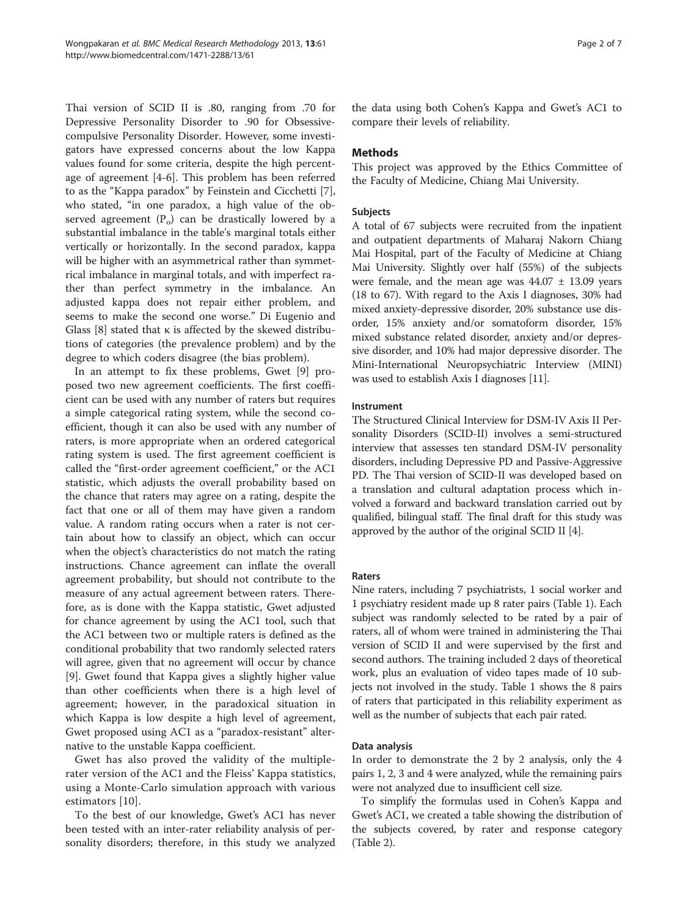Thai version of SCID II is .80, ranging from .70 for Depressive Personality Disorder to .90 for Obsessive-compulsive Personality Disorder. However, some investigators have expressed concerns about the low Kappa values found for some criteria, despite the high percentage of agreement [4-6]. This problem has been referred to as the "Kappa paradox" by Feinstein and Cicchetti [7], who stated, "in one paradox, a high value of the observed agreement ($P_o$) can be drastically lowered by a substantial imbalance in the table's marginal totals either vertically or horizontally. In the second paradox, kappa will be higher with an asymmetrical rather than symmetrical imbalance in marginal totals, and with imperfect rather than perfect symmetry in the imbalance. An adjusted kappa does not repair either problem, and seems to make the second one worse." Di Eugenio and Glass [8] stated that κ is affected by the skewed distributions of categories (the prevalence problem) and by the degree to which coders disagree (the bias problem).

In an attempt to fix these problems, Gwet [9] proposed two new agreement coefficients. The first coefficient can be used with any number of raters but requires a simple categorical rating system, while the second coefficient, though it can also be used with any number of raters, is more appropriate when an ordered categorical rating system is used. The first agreement coefficient is called the "first-order agreement coefficient," or the AC1 statistic, which adjusts the overall probability based on the chance that raters may agree on a rating, despite the fact that one or all of them may have given a random value. A random rating occurs when a rater is not certain about how to classify an object, which can occur when the object's characteristics do not match the rating instructions. Chance agreement can inflate the overall agreement probability, but should not contribute to the measure of any actual agreement between raters. Therefore, as is done with the Kappa statistic, Gwet adjusted for chance agreement by using the AC1 tool, such that the AC1 between two or multiple raters is defined as the conditional probability that two randomly selected raters will agree, given that no agreement will occur by chance [9]. Gwet found that Kappa gives a slightly higher value than other coefficients when there is a high level of agreement; however, in the paradoxical situation in which Kappa is low despite a high level of agreement, Gwet proposed using AC1 as a "paradox-resistant" alternative to the unstable Kappa coefficient.

Gwet has also proved the validity of the multiple-rater version of the AC1 and the Fleiss' Kappa statistics, using a Monte-Carlo simulation approach with various estimators [10].

To the best of our knowledge, Gwet's AC1 has never been tested with an inter-rater reliability analysis of personality disorders; therefore, in this study we analyzed the data using both Cohen's Kappa and Gwet's AC1 to compare their levels of reliability.

## Methods

This project was approved by the Ethics Committee of the Faculty of Medicine, Chiang Mai University.

### Subjects

A total of 67 subjects were recruited from the inpatient and outpatient departments of Maharaj Nakorn Chiang Mai Hospital, part of the Faculty of Medicine at Chiang Mai University. Slightly over half (55%) of the subjects were female, and the mean age was 44.07 ± 13.09 years (18 to 67). With regard to the Axis I diagnoses, 30% had mixed anxiety-depressive disorder, 20% substance use disorder, 15% anxiety and/or somatoform disorder, 15% mixed substance related disorder, anxiety and/or depressive disorder, and 10% had major depressive disorder. The Mini-International Neuropsychiatric Interview (MINI) was used to establish Axis I diagnoses [11].

### Instrument

The Structured Clinical Interview for DSM-IV Axis II Personality Disorders (SCID-II) involves a semi-structured interview that assesses ten standard DSM-IV personality disorders, including Depressive PD and Passive-Aggressive PD. The Thai version of SCID-II was developed based on a translation and cultural adaptation process which involved a forward and backward translation carried out by qualified, bilingual staff. The final draft for this study was approved by the author of the original SCID II [4].

### Raters

Nine raters, including 7 psychiatrists, 1 social worker and 1 psychiatry resident made up 8 rater pairs (Table 1). Each subject was randomly selected to be rated by a pair of raters, all of whom were trained in administering the Thai version of SCID II and were supervised by the first and second authors. The training included 2 days of theoretical work, plus an evaluation of video tapes made of 10 subjects not involved in the study. Table 1 shows the 8 pairs of raters that participated in this reliability experiment as well as the number of subjects that each pair rated.

### Data analysis

In order to demonstrate the 2 by 2 analysis, only the 4 pairs 1, 2, 3 and 4 were analyzed, while the remaining pairs were not analyzed due to insufficient cell size.

To simplify the formulas used in Cohen's Kappa and Gwet's AC1, we created a table showing the distribution of the subjects covered, by rater and response category (Table 2).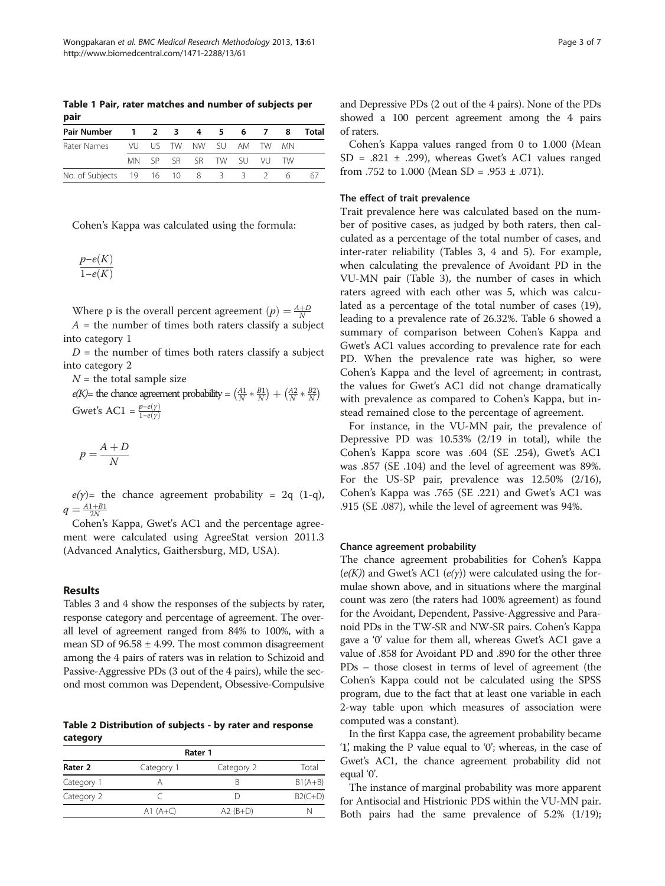**Table 1 Pair, rater matches and number of subjects per pair**

| Pair Number | 1 | 2 | 3 | 4 | 5 | 6 | 7 | 8 | Total |
|---|---|---|---|---|---|---|---|---|---|
| Rater Names | VU | US | TW | NW | SU | AM | TW | MN | |
| | MN | SP | SR | SR | TW | SU | VU | TW | |
| No. of Subjects | 19 | 16 | 10 | 8 | 3 | 3 | 2 | 6 | 67 |

Cohen's Kappa was calculated using the formula:

$$\frac{p-e(K)}{1-e(K)}$$

Where p is the overall percent agreement $(p) = \frac{A+D}{N}$

$A$ = the number of times both raters classify a subject into category 1

$D$ = the number of times both raters classify a subject into category 2

$N$ = the total sample size

$e(K)$= the chance agreement probability = $\left(\frac{A1}{N} * \frac{B1}{N}\right) + \left(\frac{A2}{N} * \frac{B2}{N}\right)$

Gwet's AC1 = $\frac{p-e(\gamma)}{1-e(\gamma)}$

$$p = \frac{A+D}{N}$$

$e(\gamma)$= the chance agreement probability = 2q (1-q), $q = \frac{A1+B1}{2N}$

Cohen's Kappa, Gwet's AC1 and the percentage agreement were calculated using AgreeStat version 2011.3 (Advanced Analytics, Gaithersburg, MD, USA).

## Results

Tables 3 and 4 show the responses of the subjects by rater, response category and percentage of agreement. The overall level of agreement ranged from 84% to 100%, with a mean SD of 96.58 ± 4.99. The most common disagreement among the 4 pairs of raters was in relation to Schizoid and Passive-Aggressive PDs (3 out of the 4 pairs), while the second most common was Dependent, Obsessive-Compulsive and Depressive PDs (2 out of the 4 pairs). None of the PDs showed a 100 percent agreement among the 4 pairs of raters.

Cohen's Kappa values ranged from 0 to 1.000 (Mean SD = .821 ± .299), whereas Gwet's AC1 values ranged from .752 to 1.000 (Mean SD = .953 ± .071).

**Table 2 Distribution of subjects - by rater and response category**

| | Rater 1 | | |
|---|---|---|---|
| **Rater 2** | Category 1 | Category 2 | Total |
| Category 1 | A | B | B1(A+B) |
| Category 2 | C | D | B2(C+D) |
| | A1 (A+C) | A2 (B+D) | N |

### The effect of trait prevalence

Trait prevalence here was calculated based on the number of positive cases, as judged by both raters, then calculated as a percentage of the total number of cases, and inter-rater reliability (Tables 3, 4 and 5). For example, when calculating the prevalence of Avoidant PD in the VU-MN pair (Table 3), the number of cases in which raters agreed with each other was 5, which was calculated as a percentage of the total number of cases (19), leading to a prevalence rate of 26.32%. Table 6 showed a summary of comparison between Cohen's Kappa and Gwet's AC1 values according to prevalence rate for each PD. When the prevalence rate was higher, so were Cohen's Kappa and the level of agreement; in contrast, the values for Gwet's AC1 did not change dramatically with prevalence as compared to Cohen's Kappa, but instead remained close to the percentage of agreement.

For instance, in the VU-MN pair, the prevalence of Depressive PD was 10.53% (2/19 in total), while the Cohen's Kappa score was .604 (SE .254), Gwet's AC1 was .857 (SE .104) and the level of agreement was 89%. For the US-SP pair, prevalence was 12.50% (2/16), Cohen's Kappa was .765 (SE .221) and Gwet's AC1 was .915 (SE .087), while the level of agreement was 94%.

### Chance agreement probability

The chance agreement probabilities for Cohen's Kappa ($e(K)$) and Gwet's AC1 ($e(\gamma)$) were calculated using the formulae shown above, and in situations where the marginal count was zero (the raters had 100% agreement) as found for the Avoidant, Dependent, Passive-Aggressive and Paranoid PDs in the TW-SR and NW-SR pairs. Cohen's Kappa gave a '0' value for them all, whereas Gwet's AC1 gave a value of .858 for Avoidant PD and .890 for the other three PDs – those closest in terms of level of agreement (the Cohen's Kappa could not be calculated using the SPSS program, due to the fact that at least one variable in each 2-way table upon which measures of association were computed was a constant).

In the first Kappa case, the agreement probability became '1', making the P value equal to '0'; whereas, in the case of Gwet's AC1, the chance agreement probability did not equal '0'.

The instance of marginal probability was more apparent for Antisocial and Histrionic PDS within the VU-MN pair. Both pairs had the same prevalence of 5.2% (1/19);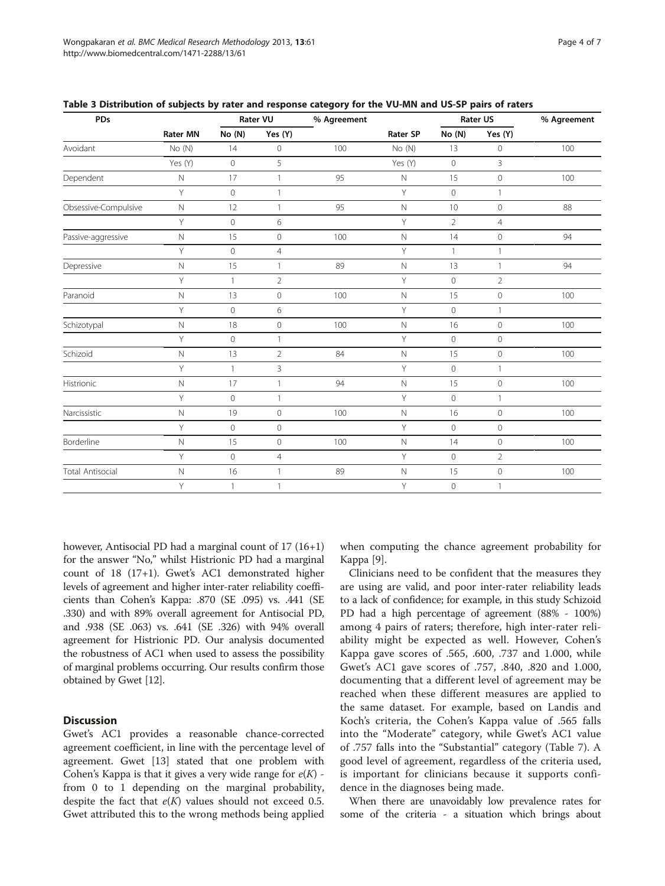**Table 3 Distribution of subjects by rater and response category for the VU-MN and US-SP pairs of raters**

| PDs | | Rater VU | | % Agreement | | Rater US | | % Agreement |
|---|---|---|---|---|---|---|---|---|
| | Rater MN | No (N) | Yes (Y) | | Rater SP | No (N) | Yes (Y) | |
| Avoidant | No (N) | 14 | 0 | 100 | No (N) | 13 | 0 | 100 |
| | Yes (Y) | 0 | 5 | | Yes (Y) | 0 | 3 | |
| Dependent | N | 17 | 1 | 95 | N | 15 | 0 | 100 |
| | Y | 0 | 1 | | Y | 0 | 1 | |
| Obsessive-Compulsive | N | 12 | 1 | 95 | N | 10 | 0 | 88 |
| | Y | 0 | 6 | | Y | 2 | 4 | |
| Passive-aggressive | N | 15 | 0 | 100 | N | 14 | 0 | 94 |
| | Y | 0 | 4 | | Y | 1 | 1 | |
| Depressive | N | 15 | 1 | 89 | N | 13 | 1 | 94 |
| | Y | 1 | 2 | | Y | 0 | 2 | |
| Paranoid | N | 13 | 0 | 100 | N | 15 | 0 | 100 |
| | Y | 0 | 6 | | Y | 0 | 1 | |
| Schizotypal | N | 18 | 0 | 100 | N | 16 | 0 | 100 |
| | Y | 0 | 1 | | Y | 0 | 0 | |
| Schizoid | N | 13 | 2 | 84 | N | 15 | 0 | 100 |
| | Y | 1 | 3 | | Y | 0 | 1 | |
| Histrionic | N | 17 | 1 | 94 | N | 15 | 0 | 100 |
| | Y | 0 | 1 | | Y | 0 | 1 | |
| Narcissistic | N | 19 | 0 | 100 | N | 16 | 0 | 100 |
| | Y | 0 | 0 | | Y | 0 | 0 | |
| Borderline | N | 15 | 0 | 100 | N | 14 | 0 | 100 |
| | Y | 0 | 4 | | Y | 0 | 2 | |
| Total Antisocial | N | 16 | 1 | 89 | N | 15 | 0 | 100 |
| | Y | 1 | 1 | | Y | 0 | 1 | |

however, Antisocial PD had a marginal count of 17 (16+1) for the answer "No," whilst Histrionic PD had a marginal count of 18 (17+1). Gwet's AC1 demonstrated higher levels of agreement and higher inter-rater reliability coefficients than Cohen's Kappa: .870 (SE .095) vs. .441 (SE .330) and with 89% overall agreement for Antisocial PD, and .938 (SE .063) vs. .641 (SE .326) with 94% overall agreement for Histrionic PD. Our analysis documented the robustness of AC1 when used to assess the possibility of marginal problems occurring. Our results confirm those obtained by Gwet [12].

## Discussion

Gwet's AC1 provides a reasonable chance-corrected agreement coefficient, in line with the percentage level of agreement. Gwet [13] stated that one problem with Cohen's Kappa is that it gives a very wide range for $e(K)$ - from 0 to 1 depending on the marginal probability, despite the fact that $e(K)$ values should not exceed 0.5. Gwet attributed this to the wrong methods being applied when computing the chance agreement probability for Kappa [9].

Clinicians need to be confident that the measures they are using are valid, and poor inter-rater reliability leads to a lack of confidence; for example, in this study Schizoid PD had a high percentage of agreement (88% - 100%) among 4 pairs of raters; therefore, high inter-rater reliability might be expected as well. However, Cohen's Kappa gave scores of .565, .600, .737 and 1.000, while Gwet's AC1 gave scores of .757, .840, .820 and 1.000, documenting that a different level of agreement may be reached when these different measures are applied to the same dataset. For example, based on Landis and Koch's criteria, the Cohen's Kappa value of .565 falls into the "Moderate" category, while Gwet's AC1 value of .757 falls into the "Substantial" category (Table 7). A good level of agreement, regardless of the criteria used, is important for clinicians because it supports confidence in the diagnoses being made.

When there are unavoidably low prevalence rates for some of the criteria - a situation which brings about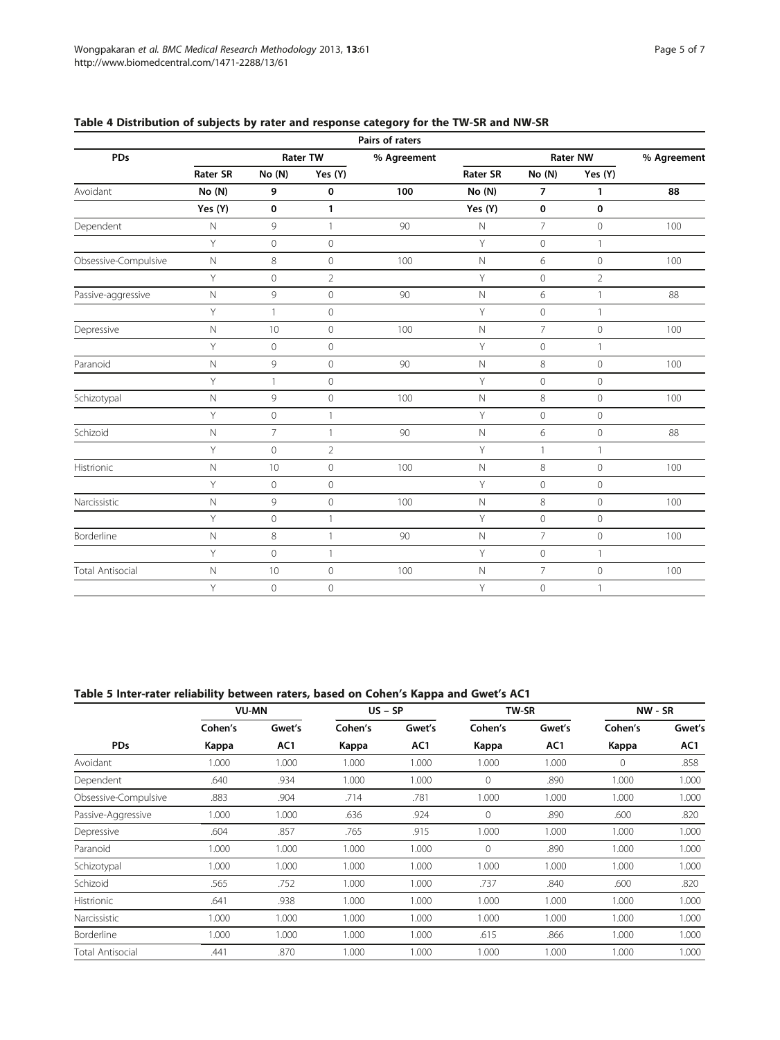**Table 4 Distribution of subjects by rater and response category for the TW-SR and NW-SR**

| PDs | Pairs of raters | | | | | | | |
|---|---|---|---|---|---|---|---|---|
| | | Rater TW | | % Agreement | | Rater NW | | % Agreement |
| | Rater SR | No (N) | Yes (Y) | | Rater SR | No (N) | Yes (Y) | |
| Avoidant | **No (N)** | **9** | **0** | **100** | **No (N)** | **7** | **1** | **88** |
| | **Yes (Y)** | **0** | **1** | | **Yes (Y)** | **0** | **0** | |
| Dependent | N | 9 | 1 | 90 | N | 7 | 0 | 100 |
| | Y | 0 | 0 | | Y | 0 | 1 | |
| Obsessive-Compulsive | N | 8 | 0 | 100 | N | 6 | 0 | 100 |
| | Y | 0 | 2 | | Y | 0 | 2 | |
| Passive-aggressive | N | 9 | 0 | 90 | N | 6 | 1 | 88 |
| | Y | 1 | 0 | | Y | 0 | 1 | |
| Depressive | N | 10 | 0 | 100 | N | 7 | 0 | 100 |
| | Y | 0 | 0 | | Y | 0 | 1 | |
| Paranoid | N | 9 | 0 | 90 | N | 8 | 0 | 100 |
| | Y | 1 | 0 | | Y | 0 | 0 | |
| Schizotypal | N | 9 | 0 | 100 | N | 8 | 0 | 100 |
| | Y | 0 | 1 | | Y | 0 | 0 | |
| Schizoid | N | 7 | 1 | 90 | N | 6 | 0 | 88 |
| | Y | 0 | 2 | | Y | 1 | 1 | |
| Histrionic | N | 10 | 0 | 100 | N | 8 | 0 | 100 |
| | Y | 0 | 0 | | Y | 0 | 0 | |
| Narcissistic | N | 9 | 0 | 100 | N | 8 | 0 | 100 |
| | Y | 0 | 1 | | Y | 0 | 0 | |
| Borderline | N | 8 | 1 | 90 | N | 7 | 0 | 100 |
| | Y | 0 | 1 | | Y | 0 | 1 | |
| Total Antisocial | N | 10 | 0 | 100 | N | 7 | 0 | 100 |
| | Y | 0 | 0 | | Y | 0 | 1 | |

**Table 5 Inter-rater reliability between raters, based on Cohen's Kappa and Gwet's AC1**

| | VU-MN | | US – SP | | TW-SR | | NW - SR | |
|---|---|---|---|---|---|---|---|---|
| PDs | Cohen's Kappa | Gwet's AC1 | Cohen's Kappa | Gwet's AC1 | Cohen's Kappa | Gwet's AC1 | Cohen's Kappa | Gwet's AC1 |
| Avoidant | 1.000 | 1.000 | 1.000 | 1.000 | 1.000 | 1.000 | 0 | .858 |
| Dependent | .640 | .934 | 1.000 | 1.000 | 0 | .890 | 1.000 | 1.000 |
| Obsessive-Compulsive | .883 | .904 | .714 | .781 | 1.000 | 1.000 | 1.000 | 1.000 |
| Passive-Aggressive | 1.000 | 1.000 | .636 | .924 | 0 | .890 | .600 | .820 |
| Depressive | .604 | .857 | .765 | .915 | 1.000 | 1.000 | 1.000 | 1.000 |
| Paranoid | 1.000 | 1.000 | 1.000 | 1.000 | 0 | .890 | 1.000 | 1.000 |
| Schizotypal | 1.000 | 1.000 | 1.000 | 1.000 | 1.000 | 1.000 | 1.000 | 1.000 |
| Schizoid | .565 | .752 | 1.000 | 1.000 | .737 | .840 | .600 | .820 |
| Histrionic | .641 | .938 | 1.000 | 1.000 | 1.000 | 1.000 | 1.000 | 1.000 |
| Narcissistic | 1.000 | 1.000 | 1.000 | 1.000 | 1.000 | 1.000 | 1.000 | 1.000 |
| Borderline | 1.000 | 1.000 | 1.000 | 1.000 | .615 | .866 | 1.000 | 1.000 |
| Total Antisocial | .441 | .870 | 1.000 | 1.000 | 1.000 | 1.000 | 1.000 | 1.000 |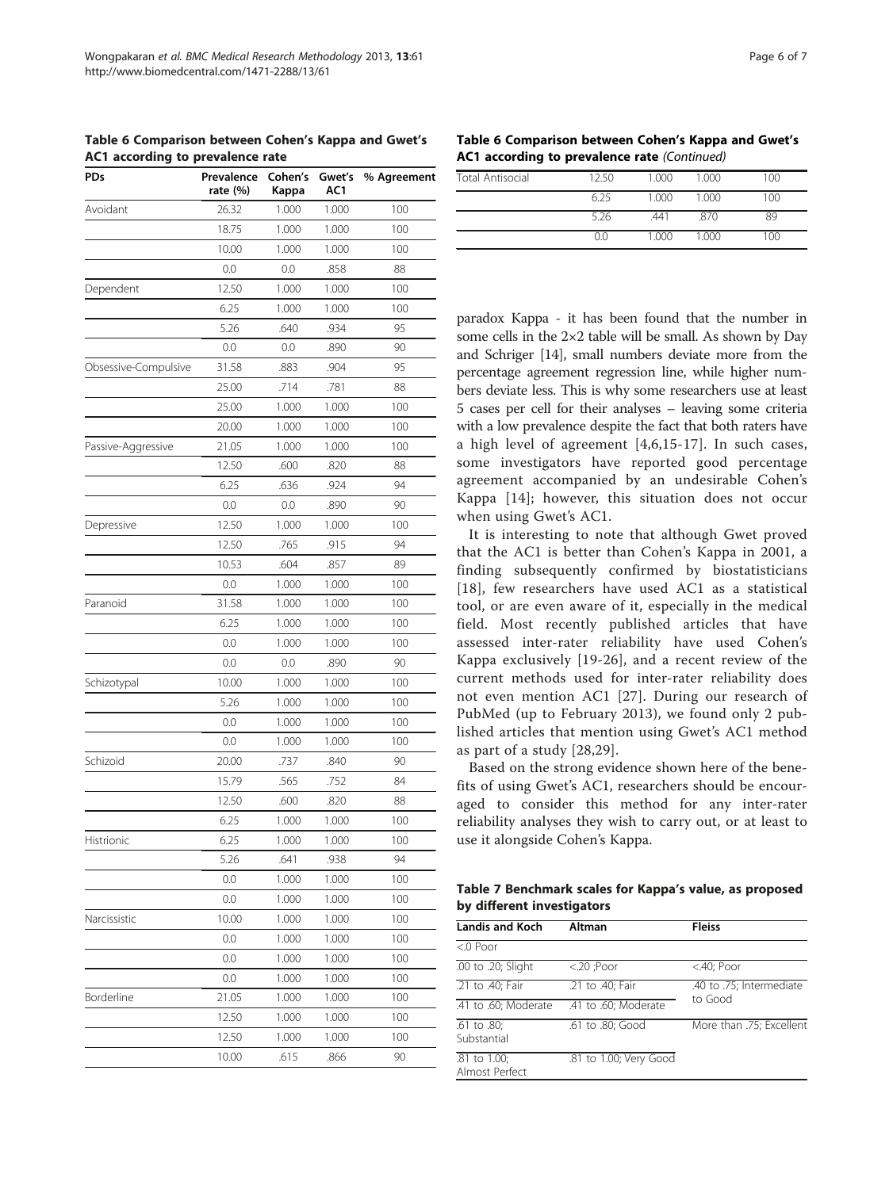**Table 6 Comparison between Cohen's Kappa and Gwet's AC1 according to prevalence rate**

| PDs | Prevalence rate (%) | Cohen's Kappa | Gwet's AC1 | % Agreement |
|---|---|---|---|---|
| Avoidant | 26.32 | 1.000 | 1.000 | 100 |
| | 18.75 | 1.000 | 1.000 | 100 |
| | 10.00 | 1.000 | 1.000 | 100 |
| | 0.0 | 0.0 | .858 | 88 |
| Dependent | 12.50 | 1.000 | 1.000 | 100 |
| | 6.25 | 1.000 | 1.000 | 100 |
| | 5.26 | .640 | .934 | 95 |
| | 0.0 | 0.0 | .890 | 90 |
| Obsessive-Compulsive | 31.58 | .883 | .904 | 95 |
| | 25.00 | .714 | .781 | 88 |
| | 25.00 | 1.000 | 1.000 | 100 |
| | 20.00 | 1.000 | 1.000 | 100 |
| Passive-Aggressive | 21.05 | 1.000 | 1.000 | 100 |
| | 12.50 | .600 | .820 | 88 |
| | 6.25 | .636 | .924 | 94 |
| | 0.0 | 0.0 | .890 | 90 |
| Depressive | 12.50 | 1.000 | 1.000 | 100 |
| | 12.50 | .765 | .915 | 94 |
| | 10.53 | .604 | .857 | 89 |
| | 0.0 | 1.000 | 1.000 | 100 |
| Paranoid | 31.58 | 1.000 | 1.000 | 100 |
| | 6.25 | 1.000 | 1.000 | 100 |
| | 0.0 | 1.000 | 1.000 | 100 |
| | 0.0 | 0.0 | .890 | 90 |
| Schizotypal | 10.00 | 1.000 | 1.000 | 100 |
| | 5.26 | 1.000 | 1.000 | 100 |
| | 0.0 | 1.000 | 1.000 | 100 |
| | 0.0 | 1.000 | 1.000 | 100 |
| Schizoid | 20.00 | .737 | .840 | 90 |
| | 15.79 | .565 | .752 | 84 |
| | 12.50 | .600 | .820 | 88 |
| | 6.25 | 1.000 | 1.000 | 100 |
| Histrionic | 6.25 | 1.000 | 1.000 | 100 |
| | 5.26 | .641 | .938 | 94 |
| | 0.0 | 1.000 | 1.000 | 100 |
| | 0.0 | 1.000 | 1.000 | 100 |
| Narcissistic | 10.00 | 1.000 | 1.000 | 100 |
| | 0.0 | 1.000 | 1.000 | 100 |
| | 0.0 | 1.000 | 1.000 | 100 |
| | 0.0 | 1.000 | 1.000 | 100 |
| Borderline | 21.05 | 1.000 | 1.000 | 100 |
| | 12.50 | 1.000 | 1.000 | 100 |
| | 12.50 | 1.000 | 1.000 | 100 |
| | 10.00 | .615 | .866 | 90 |
| Total Antisocial | 12.50 | 1.000 | 1.000 | 100 |
| | 6.25 | 1.000 | 1.000 | 100 |
| | 5.26 | .441 | .870 | 89 |
| | 0.0 | 1.000 | 1.000 | 100 |

paradox Kappa - it has been found that the number in some cells in the 2×2 table will be small. As shown by Day and Schriger [14], small numbers deviate more from the percentage agreement regression line, while higher numbers deviate less. This is why some researchers use at least 5 cases per cell for their analyses – leaving some criteria with a low prevalence despite the fact that both raters have a high level of agreement [4,6,15-17]. In such cases, some investigators have reported good percentage agreement accompanied by an undesirable Cohen's Kappa [14]; however, this situation does not occur when using Gwet's AC1.

It is interesting to note that although Gwet proved that the AC1 is better than Cohen's Kappa in 2001, a finding subsequently confirmed by biostatisticians [18], few researchers have used AC1 as a statistical tool, or are even aware of it, especially in the medical field. Most recently published articles that have assessed inter-rater reliability have used Cohen's Kappa exclusively [19-26], and a recent review of the current methods used for inter-rater reliability does not even mention AC1 [27]. During our research of PubMed (up to February 2013), we found only 2 published articles that mention using Gwet's AC1 method as part of a study [28,29].

Based on the strong evidence shown here of the benefits of using Gwet's AC1, researchers should be encouraged to consider this method for any inter-rater reliability analyses they wish to carry out, or at least to use it alongside Cohen's Kappa.

**Table 7 Benchmark scales for Kappa's value, as proposed by different investigators**

| Landis and Koch | Altman | Fleiss |
|---|---|---|
| <0 Poor | | |
| .00 to .20; Slight | <.20 ;Poor | <.40; Poor |
| .21 to .40; Fair | .21 to .40; Fair | .40 to .75; Intermediate to Good |
| .41 to .60; Moderate | .41 to .60; Moderate | |
| .61 to .80; Substantial | .61 to .80; Good | More than .75; Excellent |
| .81 to 1.00; Almost Perfect | .81 to 1.00; Very Good | |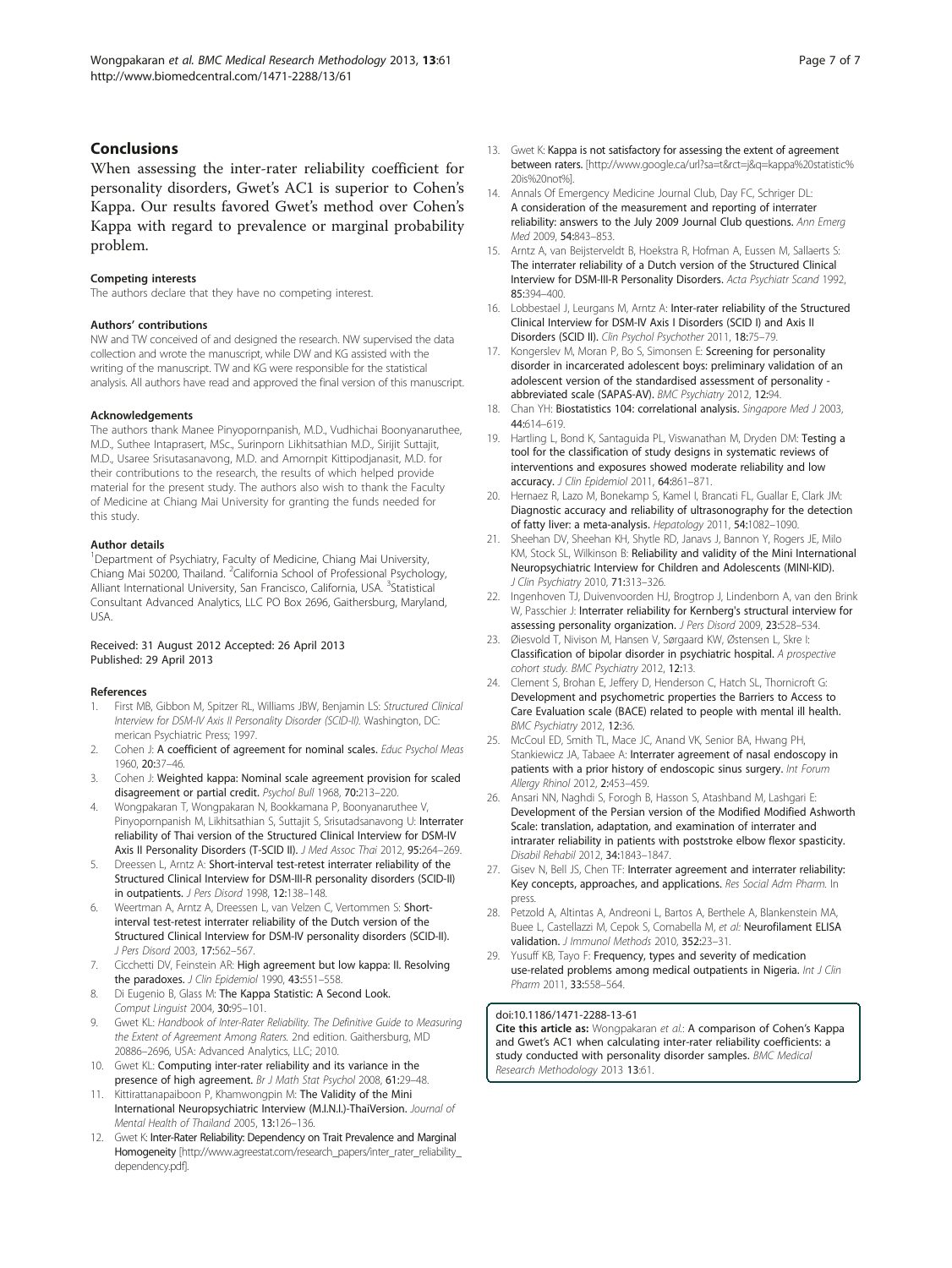## Conclusions

When assessing the inter-rater reliability coefficient for personality disorders, Gwet's AC1 is superior to Cohen's Kappa. Our results favored Gwet's method over Cohen's Kappa with regard to prevalence or marginal probability problem.

### Competing interests

The authors declare that they have no competing interest.

### Authors' contributions

NW and TW conceived of and designed the research. NW supervised the data collection and wrote the manuscript, while DW and KG assisted with the writing of the manuscript. TW and KG were responsible for the statistical analysis. All authors have read and approved the final version of this manuscript.

### Acknowledgements

The authors thank Manee Pinyopornpanish, M.D., Vudhichai Boonyanaruthee, M.D., Suthee Intaprasert, MSc., Surinporn Likhitsathian M.D., Sirijit Suttajit, M.D., Usaree Srisutasanavong, M.D. and Amornpit Kittipodjanasit, M.D. for their contributions to the research, the results of which helped provide material for the present study. The authors also wish to thank the Faculty of Medicine at Chiang Mai University for granting the funds needed for this study.

### Author details

[1]Department of Psychiatry, Faculty of Medicine, Chiang Mai University, Chiang Mai 50200, Thailand. [2]California School of Professional Psychology, Alliant International University, San Francisco, California, USA. [3]Statistical Consultant Advanced Analytics, LLC PO Box 2696, Gaithersburg, Maryland, USA.

Received: 31 August 2012 Accepted: 26 April 2013
Published: 29 April 2013

### References

1. First MB, Gibbon M, Spitzer RL, Williams JBW, Benjamin LS: *Structured Clinical Interview for DSM-IV Axis II Personality Disorder (SCID-II)*. Washington, DC: merican Psychiatric Press; 1997.
2. Cohen J: **A coefficient of agreement for nominal scales.** *Educ Psychol Meas* 1960, **20:**37–46.
3. Cohen J: **Weighted kappa: Nominal scale agreement provision for scaled disagreement or partial credit.** *Psychol Bull* 1968, **70:**213–220.
4. Wongpakaran T, Wongpakaran N, Bookkamana P, Boonyanaruthee V, Pinyopornpanish M, Likhitsathian S, Suttajit S, Srisutadsanavong U: **Interrater reliability of Thai version of the Structured Clinical Interview for DSM-IV Axis II Personality Disorders (T-SCID II).** *J Med Assoc Thai* 2012, **95:**264–269.
5. Dreessen L, Arntz A: **Short-interval test-retest interrater reliability of the Structured Clinical Interview for DSM-III-R personality disorders (SCID-II) in outpatients.** *J Pers Disord* 1998, **12:**138–148.
6. Weertman A, Arntz A, Dreessen L, van Velzen C, Vertommen S: **Short-interval test-retest interrater reliability of the Dutch version of the Structured Clinical Interview for DSM-IV personality disorders (SCID-II).** *J Pers Disord* 2003, **17:**562–567.
7. Cicchetti DV, Feinstein AR: **High agreement but low kappa: II. Resolving the paradoxes.** *J Clin Epidemiol* 1990, **43:**551–558.
8. Di Eugenio B, Glass M: **The Kappa Statistic: A Second Look.** *Comput Linguist* 2004, **30:**95–101.
9. Gwet KL: *Handbook of Inter-Rater Reliability. The Definitive Guide to Measuring the Extent of Agreement Among Raters.* 2nd edition. Gaithersburg, MD 20886–2696, USA: Advanced Analytics, LLC; 2010.
10. Gwet KL: **Computing inter-rater reliability and its variance in the presence of high agreement.** *Br J Math Stat Psychol* 2008, **61:**29–48.
11. Kittirattanapaiboon P, Khamwongpin M: **The Validity of the Mini International Neuropsychiatric Interview (M.I.N.I.)-ThaiVersion.** *Journal of Mental Health of Thailand* 2005, **13:**126–136.
12. Gwet K: **Inter-Rater Reliability: Dependency on Trait Prevalence and Marginal Homogeneity** [http://www.agreestat.com/research_papers/inter_rater_reliability_dependency.pdf].
13. Gwet K: **Kappa is not satisfactory for assessing the extent of agreement between raters.** [http://www.google.ca/url?sa=t&rct=j&q=kappa%20statistic%20is%20not%].
14. Annals Of Emergency Medicine Journal Club, Day FC, Schriger DL: **A consideration of the measurement and reporting of interrater reliability: answers to the July 2009 Journal Club questions.** *Ann Emerg Med* 2009, **54:**843–853.
15. Arntz A, van Beijsterveldt B, Hoekstra R, Hofman A, Eussen M, Sallaerts S: **The interrater reliability of a Dutch version of the Structured Clinical Interview for DSM-III-R Personality Disorders.** *Acta Psychiatr Scand* 1992, **85:**394–400.
16. Lobbestael J, Leurgans M, Arntz A: **Inter-rater reliability of the Structured Clinical Interview for DSM-IV Axis I Disorders (SCID I) and Axis II Disorders (SCID II).** *Clin Psychol Psychother* 2011, **18:**75–79.
17. Kongerslev M, Moran P, Bo S, Simonsen E: **Screening for personality disorder in incarcerated adolescent boys: preliminary validation of an adolescent version of the standardised assessment of personality - abbreviated scale (SAPAS-AV).** *BMC Psychiatry* 2012, **12:**94.
18. Chan YH: **Biostatistics 104: correlational analysis.** *Singapore Med J* 2003, **44:**614–619.
19. Hartling L, Bond K, Santaguida PL, Viswanathan M, Dryden DM: **Testing a tool for the classification of study designs in systematic reviews of interventions and exposures showed moderate reliability and low accuracy.** *J Clin Epidemiol* 2011, **64:**861–871.
20. Hernaez R, Lazo M, Bonekamp S, Kamel I, Brancati FL, Guallar E, Clark JM: **Diagnostic accuracy and reliability of ultrasonography for the detection of fatty liver: a meta-analysis.** *Hepatology* 2011, **54:**1082–1090.
21. Sheehan DV, Sheehan KH, Shytle RD, Janavs J, Bannon Y, Rogers JE, Milo KM, Stock SL, Wilkinson B: **Reliability and validity of the Mini International Neuropsychiatric Interview for Children and Adolescents (MINI-KID).** *J Clin Psychiatry* 2010, **71:**313–326.
22. Ingenhoven TJ, Duivenvoorden HJ, Brogtrop J, Lindenborn A, van den Brink W, Passchier J: **Interrater reliability for Kernberg's structural interview for assessing personality organization.** *J Pers Disord* 2009, **23:**528–534.
23. Øiesvold T, Nivison M, Hansen V, Sørgaard KW, Østensen L, Skre I: **Classification of bipolar disorder in psychiatric hospital.** *A prospective cohort study. BMC Psychiatry* 2012, **12:**13.
24. Clement S, Brohan E, Jeffery D, Henderson C, Hatch SL, Thornicroft G: **Development and psychometric properties the Barriers to Access to Care Evaluation scale (BACE) related to people with mental ill health.** *BMC Psychiatry* 2012, **12:**36.
25. McCoul ED, Smith TL, Mace JC, Anand VK, Senior BA, Hwang PH, Stankiewicz JA, Tabaee A: **Interrater agreement of nasal endoscopy in patients with a prior history of endoscopic sinus surgery.** *Int Forum Allergy Rhinol* 2012, **2:**453–459.
26. Ansari NN, Naghdi S, Forogh B, Hasson S, Atashband M, Lashgari E: **Development of the Persian version of the Modified Modified Ashworth Scale: translation, adaptation, and examination of interrater and intrarater reliability in patients with poststroke elbow flexor spasticity.** *Disabil Rehabil* 2012, **34:**1843–1847.
27. Gisev N, Bell JS, Chen TF: **Interrater agreement and interrater reliability: Key concepts, approaches, and applications.** *Res Social Adm Pharm.* In press.
28. Petzold A, Altintas A, Andreoni L, Bartos A, Berthele A, Blankenstein MA, Buee L, Castellazzi M, Cepok S, Comabella M, *et al*: **Neurofilament ELISA validation.** *J Immunol Methods* 2010, **352:**23–31.
29. Yusuff KB, Tayo F: **Frequency, types and severity of medication use-related problems among medical outpatients in Nigeria.** *Int J Clin Pharm* 2011, **33:**558–564.

doi:10.1186/1471-2288-13-61

**Cite this article as:** Wongpakaran *et al.*: A comparison of Cohen's Kappa and Gwet's AC1 when calculating inter-rater reliability coefficients: a study conducted with personality disorder samples. *BMC Medical Research Methodology* 2013 **13**:61.